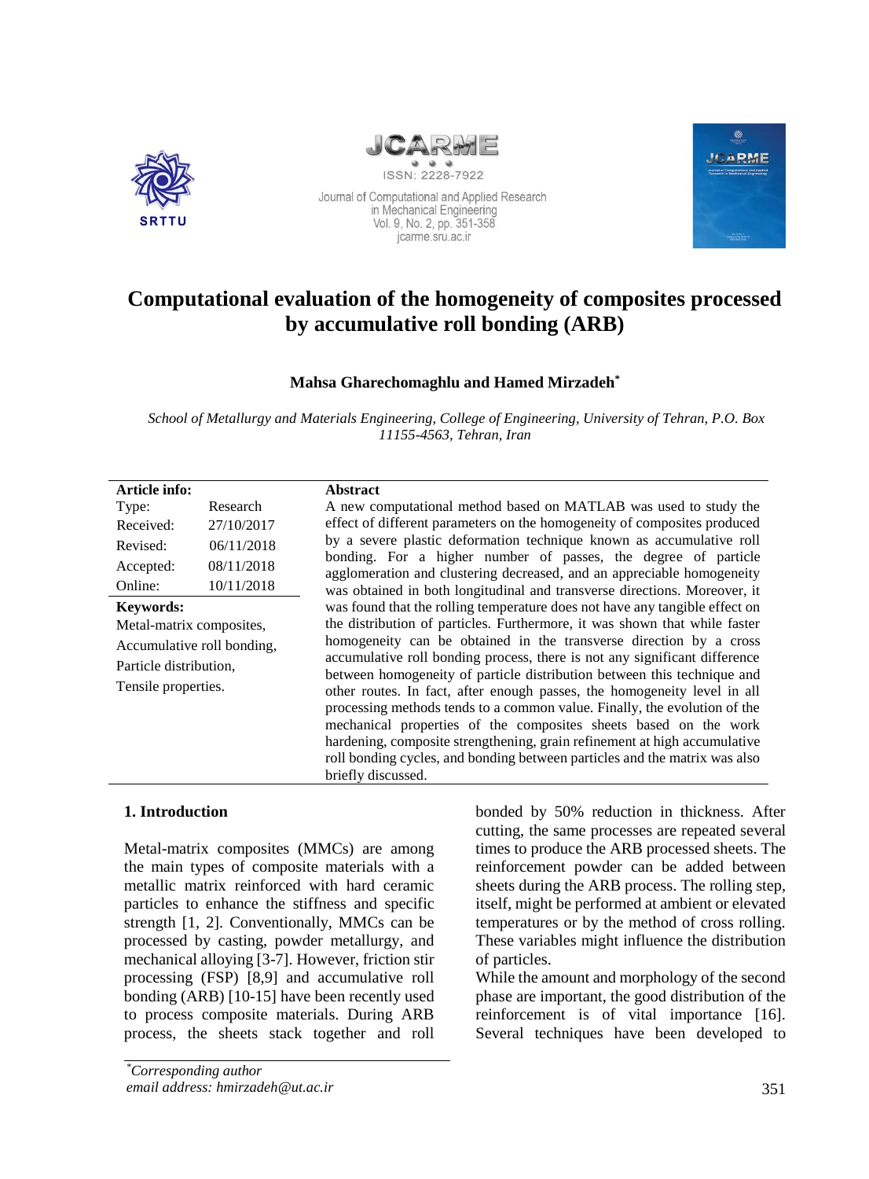# Computational evaluation of the homogeneity of composites processed by accumulative roll bonding (ARB)

**Mahsa Gharechomaghlu and Hamed Mirzadeh***

*School of Metallurgy and Materials Engineering, College of Engineering, University of Tehran, P.O. Box 11155-4563, Tehran, Iran*

| **Article info:** | |
|---|---|
| Type: | Research |
| Received: | 27/10/2017 |
| Revised: | 06/11/2018 |
| Accepted: | 08/11/2018 |
| Online: | 10/11/2018 |

**Keywords:**

Metal-matrix composites,
Accumulative roll bonding,
Particle distribution,
Tensile properties.

**Abstract**

A new computational method based on MATLAB was used to study the effect of different parameters on the homogeneity of composites produced by a severe plastic deformation technique known as accumulative roll bonding. For a higher number of passes, the degree of particle agglomeration and clustering decreased, and an appreciable homogeneity was obtained in both longitudinal and transverse directions. Moreover, it was found that the rolling temperature does not have any tangible effect on the distribution of particles. Furthermore, it was shown that while faster homogeneity can be obtained in the transverse direction by a cross accumulative roll bonding process, there is not any significant difference between homogeneity of particle distribution between this technique and other routes. In fact, after enough passes, the homogeneity level in all processing methods tends to a common value. Finally, the evolution of the mechanical properties of the composites sheets based on the work hardening, composite strengthening, grain refinement at high accumulative roll bonding cycles, and bonding between particles and the matrix was also briefly discussed.

## 1. Introduction

Metal-matrix composites (MMCs) are among the main types of composite materials with a metallic matrix reinforced with hard ceramic particles to enhance the stiffness and specific strength [1, 2]. Conventionally, MMCs can be processed by casting, powder metallurgy, and mechanical alloying [3-7]. However, friction stir processing (FSP) [8,9] and accumulative roll bonding (ARB) [10-15] have been recently used to process composite materials. During ARB process, the sheets stack together and roll bonded by 50% reduction in thickness. After cutting, the same processes are repeated several times to produce the ARB processed sheets. The reinforcement powder can be added between sheets during the ARB process. The rolling step, itself, might be performed at ambient or elevated temperatures or by the method of cross rolling. These variables might influence the distribution of particles.

While the amount and morphology of the second phase are important, the good distribution of the reinforcement is of vital importance [16]. Several techniques have been developed to

*Corresponding author
email address: hmirzadeh@ut.ac.ir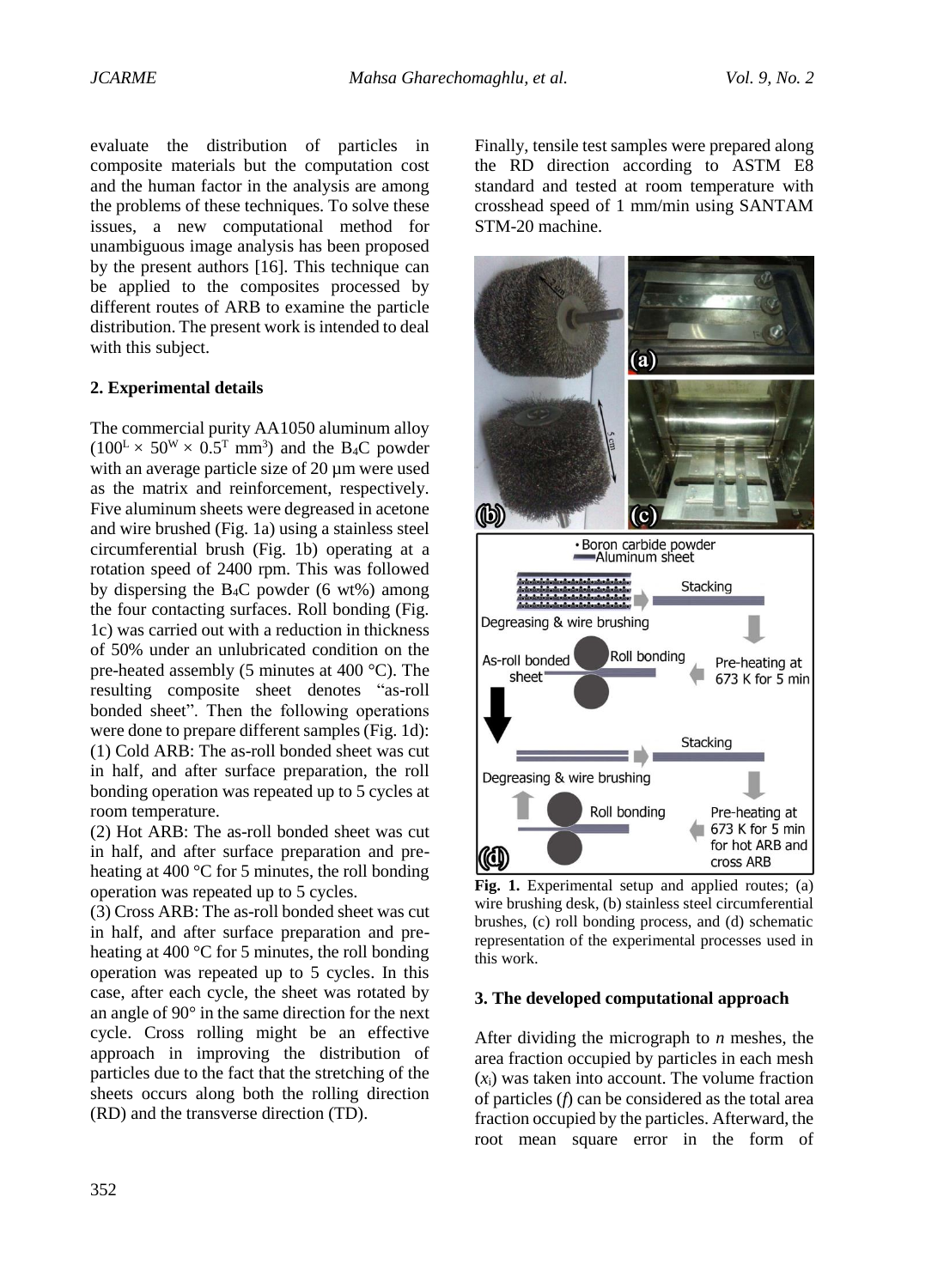evaluate the distribution of particles in composite materials but the computation cost and the human factor in the analysis are among the problems of these techniques. To solve these issues, a new computational method for unambiguous image analysis has been proposed by the present authors [16]. This technique can be applied to the composites processed by different routes of ARB to examine the particle distribution. The present work is intended to deal with this subject.

## 2. Experimental details

The commercial purity AA1050 aluminum alloy ($100^L \times 50^W \times 0.5^T$ mm$^3$) and the $B_4C$ powder with an average particle size of 20 µm were used as the matrix and reinforcement, respectively. Five aluminum sheets were degreased in acetone and wire brushed (Fig. 1a) using a stainless steel circumferential brush (Fig. 1b) operating at a rotation speed of 2400 rpm. This was followed by dispersing the $B_4C$ powder (6 wt%) among the four contacting surfaces. Roll bonding (Fig. 1c) was carried out with a reduction in thickness of 50% under an unlubricated condition on the pre-heated assembly (5 minutes at 400 °C). The resulting composite sheet denotes "as-roll bonded sheet". Then the following operations were done to prepare different samples (Fig. 1d):

(1) Cold ARB: The as-roll bonded sheet was cut in half, and after surface preparation, the roll bonding operation was repeated up to 5 cycles at room temperature.

(2) Hot ARB: The as-roll bonded sheet was cut in half, and after surface preparation and pre-heating at 400 °C for 5 minutes, the roll bonding operation was repeated up to 5 cycles.

(3) Cross ARB: The as-roll bonded sheet was cut in half, and after surface preparation and pre-heating at 400 °C for 5 minutes, the roll bonding operation was repeated up to 5 cycles. In this case, after each cycle, the sheet was rotated by an angle of 90° in the same direction for the next cycle. Cross rolling might be an effective approach in improving the distribution of particles due to the fact that the stretching of the sheets occurs along both the rolling direction (RD) and the transverse direction (TD).

Finally, tensile test samples were prepared along the RD direction according to ASTM E8 standard and tested at room temperature with crosshead speed of 1 mm/min using SANTAM STM-20 machine.

(a)

(b)

(c)

• Boron carbide powder
Aluminum sheet

Stacking

Degreasing & wire brushing

As-roll bonded sheet

Roll bonding

Pre-heating at 673 K for 5 min

Stacking

Degreasing & wire brushing

Roll bonding

Pre-heating at 673 K for 5 min for hot ARB and cross ARB

(d)

**Fig. 1.** Experimental setup and applied routes; (a) wire brushing desk, (b) stainless steel circumferential brushes, (c) roll bonding process, and (d) schematic representation of the experimental processes used in this work.

## 3. The developed computational approach

After dividing the micrograph to *n* meshes, the area fraction occupied by particles in each mesh ($x_i$) was taken into account. The volume fraction of particles ($f$) can be considered as the total area fraction occupied by the particles. Afterward, the root mean square error in the form of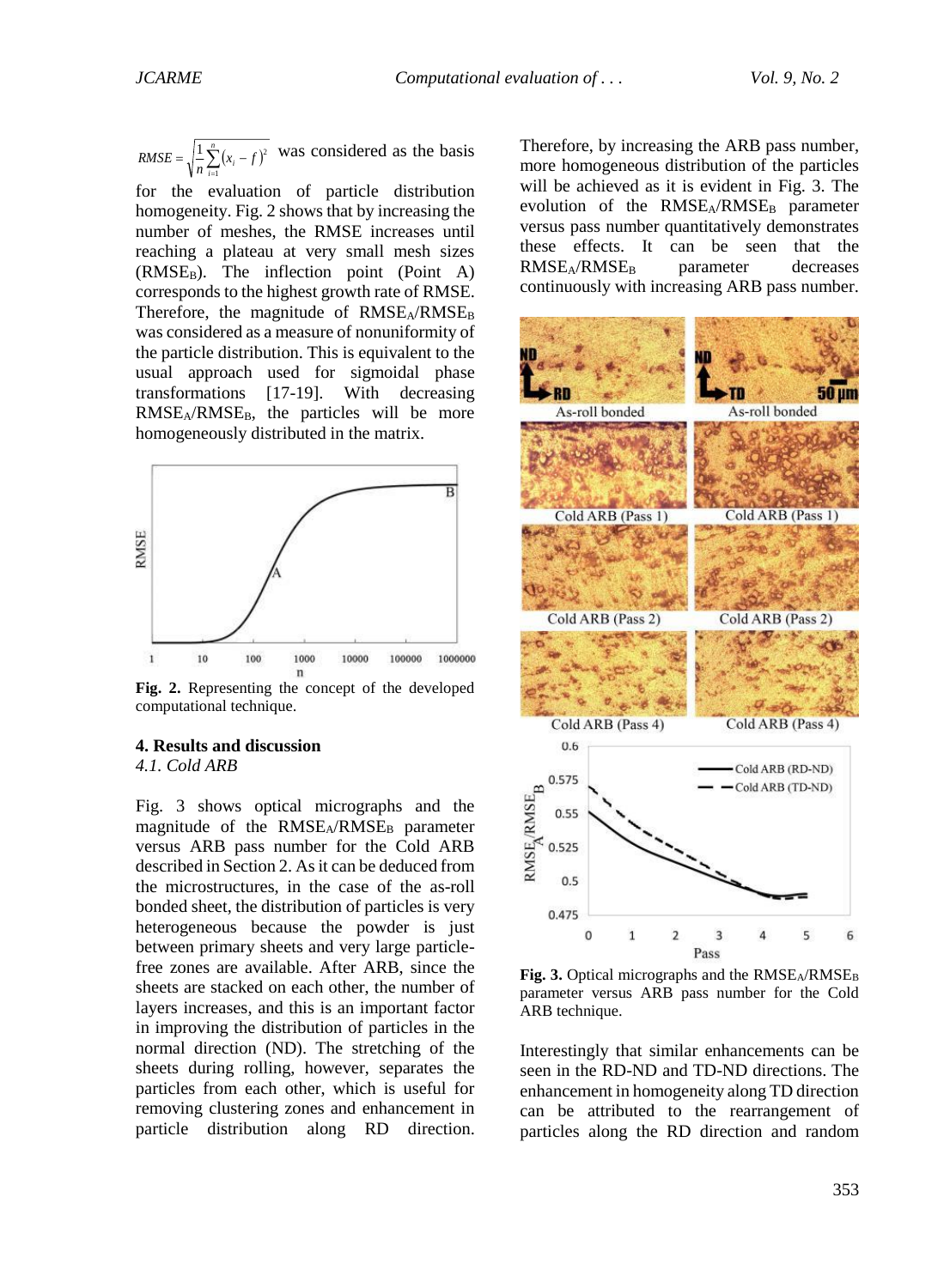$RMSE = \sqrt{\frac{1}{n}\sum_{i=1}^{n}(x_i - f)^2}$ was considered as the basis for the evaluation of particle distribution homogeneity. Fig. 2 shows that by increasing the number of meshes, the RMSE increases until reaching a plateau at very small mesh sizes ($RMSE_B$). The inflection point (Point A) corresponds to the highest growth rate of RMSE. Therefore, the magnitude of $RMSE_A/RMSE_B$ was considered as a measure of nonuniformity of the particle distribution. This is equivalent to the usual approach used for sigmoidal phase transformations [17-19]. With decreasing $RMSE_A/RMSE_B$, the particles will be more homogeneously distributed in the matrix.

RMSE

A

B

1 10 100 1000 10000 100000 1000000

n

**Fig. 2.** Representing the concept of the developed computational technique.

## 4. Results and discussion

### *4.1. Cold ARB*

Fig. 3 shows optical micrographs and the magnitude of the $RMSE_A/RMSE_B$ parameter versus ARB pass number for the Cold ARB described in Section 2. As it can be deduced from the microstructures, in the case of the as-roll bonded sheet, the distribution of particles is very heterogeneous because the powder is just between primary sheets and very large particle-free zones are available. After ARB, since the sheets are stacked on each other, the number of layers increases, and this is an important factor in improving the distribution of particles in the normal direction (ND). The stretching of the sheets during rolling, however, separates the particles from each other, which is useful for removing clustering zones and enhancement in particle distribution along RD direction. Therefore, by increasing the ARB pass number, more homogeneous distribution of the particles will be achieved as it is evident in Fig. 3. The evolution of the $RMSE_A/RMSE_B$ parameter versus pass number quantitatively demonstrates these effects. It can be seen that the $RMSE_A/RMSE_B$ parameter decreases continuously with increasing ARB pass number.

ND RD As-roll bonded

ND TD 50 µm As-roll bonded

Cold ARB (Pass 1)

Cold ARB (Pass 1)

Cold ARB (Pass 2)

Cold ARB (Pass 2)

Cold ARB (Pass 4)

Cold ARB (Pass 4)

$RMSE_A/RMSE_B$

0.6
0.575
0.55
0.525
0.5
0.475

0 1 2 3 4 5 6

Pass

Cold ARB (RD-ND)

Cold ARB (TD-ND)

**Fig. 3.** Optical micrographs and the $RMSE_A/RMSE_B$ parameter versus ARB pass number for the Cold ARB technique.

Interestingly that similar enhancements can be seen in the RD-ND and TD-ND directions. The enhancement in homogeneity along TD direction can be attributed to the rearrangement of particles along the RD direction and random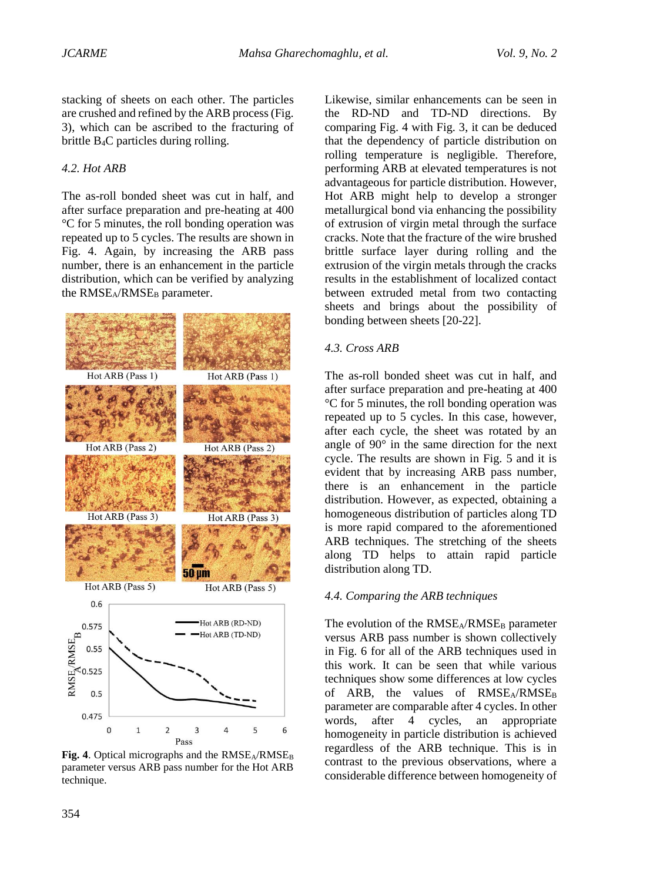stacking of sheets on each other. The particles are crushed and refined by the ARB process (Fig. 3), which can be ascribed to the fracturing of brittle $B_4C$ particles during rolling.

### 4.2. Hot ARB

The as-roll bonded sheet was cut in half, and after surface preparation and pre-heating at 400 °C for 5 minutes, the roll bonding operation was repeated up to 5 cycles. The results are shown in Fig. 4. Again, by increasing the ARB pass number, there is an enhancement in the particle distribution, which can be verified by analyzing the $RMSE_A/RMSE_B$ parameter.

Hot ARB (Pass 1)
Hot ARB (Pass 1)
Hot ARB (Pass 2)
Hot ARB (Pass 2)
Hot ARB (Pass 3)
Hot ARB (Pass 3)
Hot ARB (Pass 5)
50 µm
Hot ARB (Pass 5)

RMSE_A/RMSE_B
0.6
0.575
0.55
0.525
0.5
0.475
0 1 2 3 4 5 6
Pass
Hot ARB (RD-ND)
Hot ARB (TD-ND)

**Fig. 4**. Optical micrographs and the $RMSE_A/RMSE_B$ parameter versus ARB pass number for the Hot ARB technique.

Likewise, similar enhancements can be seen in the RD-ND and TD-ND directions. By comparing Fig. 4 with Fig. 3, it can be deduced that the dependency of particle distribution on rolling temperature is negligible. Therefore, performing ARB at elevated temperatures is not advantageous for particle distribution. However, Hot ARB might help to develop a stronger metallurgical bond via enhancing the possibility of extrusion of virgin metal through the surface cracks. Note that the fracture of the wire brushed brittle surface layer during rolling and the extrusion of the virgin metals through the cracks results in the establishment of localized contact between extruded metal from two contacting sheets and brings about the possibility of bonding between sheets [20-22].

### 4.3. Cross ARB

The as-roll bonded sheet was cut in half, and after surface preparation and pre-heating at 400 °C for 5 minutes, the roll bonding operation was repeated up to 5 cycles. In this case, however, after each cycle, the sheet was rotated by an angle of 90° in the same direction for the next cycle. The results are shown in Fig. 5 and it is evident that by increasing ARB pass number, there is an enhancement in the particle distribution. However, as expected, obtaining a homogeneous distribution of particles along TD is more rapid compared to the aforementioned ARB techniques. The stretching of the sheets along TD helps to attain rapid particle distribution along TD.

### 4.4. Comparing the ARB techniques

The evolution of the $RMSE_A/RMSE_B$ parameter versus ARB pass number is shown collectively in Fig. 6 for all of the ARB techniques used in this work. It can be seen that while various techniques show some differences at low cycles of ARB, the values of $RMSE_A/RMSE_B$ parameter are comparable after 4 cycles. In other words, after 4 cycles, an appropriate homogeneity in particle distribution is achieved regardless of the ARB technique. This is in contrast to the previous observations, where a considerable difference between homogeneity of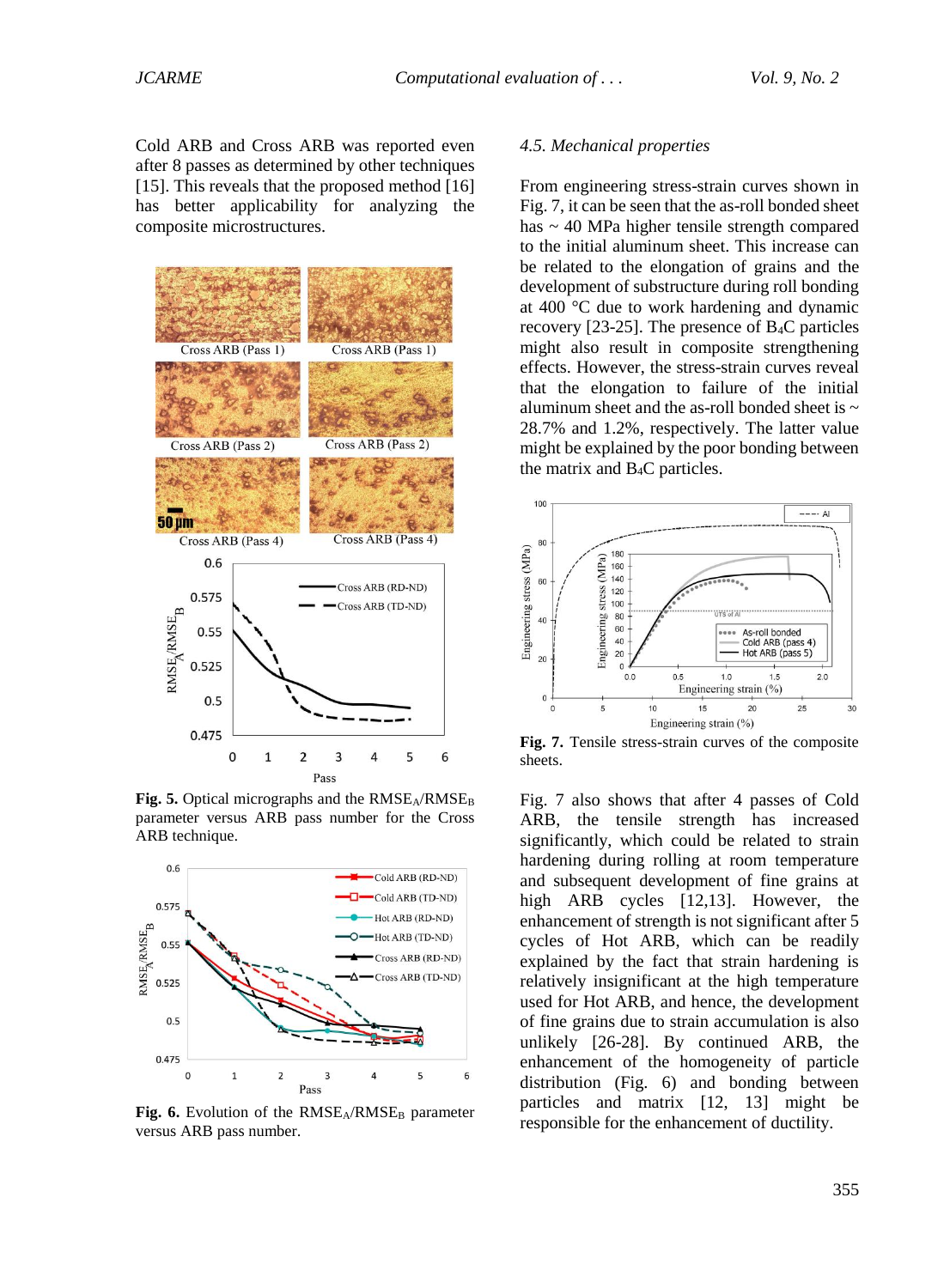Cold ARB and Cross ARB was reported even after 8 passes as determined by other techniques [15]. This reveals that the proposed method [16] has better applicability for analyzing the composite microstructures.

Cross ARB (Pass 1)
Cross ARB (Pass 1)
Cross ARB (Pass 2)
Cross ARB (Pass 2)
50 µm
Cross ARB (Pass 4)
Cross ARB (Pass 4)

0.6
0.575
0.55
0.525
0.5
0.475
$RMSE_A/RMSE_B$
0 1 2 3 4 5 6
Pass
Cross ARB (RD-ND)
Cross ARB (TD-ND)

**Fig. 5.** Optical micrographs and the $RMSE_A/RMSE_B$ parameter versus ARB pass number for the Cross ARB technique.

0.6
0.575
0.55
0.525
0.5
0.475
$RMSE_A/RMSE_B$
0 1 2 3 4 5 6
Pass
Cold ARB (RD-ND)
Cold ARB (TD-ND)
Hot ARB (RD-ND)
Hot ARB (TD-ND)
Cross ARB (RD-ND)
Cross ARB (TD-ND)

**Fig. 6.** Evolution of the $RMSE_A/RMSE_B$ parameter versus ARB pass number.

*4.5. Mechanical properties*

From engineering stress-strain curves shown in Fig. 7, it can be seen that the as-roll bonded sheet has ~ 40 MPa higher tensile strength compared to the initial aluminum sheet. This increase can be related to the elongation of grains and the development of substructure during roll bonding at 400 °C due to work hardening and dynamic recovery [23-25]. The presence of $B_4C$ particles might also result in composite strengthening effects. However, the stress-strain curves reveal that the elongation to failure of the initial aluminum sheet and the as-roll bonded sheet is ~ 28.7% and 1.2%, respectively. The latter value might be explained by the poor bonding between the matrix and $B_4C$ particles.

100
80
60
40
20
0
Engineering stress (MPa)
0 5 10 15 20 25 30
Engineering strain (%)
Al
180
160
140
120
100
80
60
40
20
0
Engineering stress (MPa)
0.0 0.5 1.0 1.5 2.0
Engineering strain (%)
UTS of Al
As-roll bonded
Cold ARB (pass 4)
Hot ARB (pass 5)

**Fig. 7.** Tensile stress-strain curves of the composite sheets.

Fig. 7 also shows that after 4 passes of Cold ARB, the tensile strength has increased significantly, which could be related to strain hardening during rolling at room temperature and subsequent development of fine grains at high ARB cycles [12,13]. However, the enhancement of strength is not significant after 5 cycles of Hot ARB, which can be readily explained by the fact that strain hardening is relatively insignificant at the high temperature used for Hot ARB, and hence, the development of fine grains due to strain accumulation is also unlikely [26-28]. By continued ARB, the enhancement of the homogeneity of particle distribution (Fig. 6) and bonding between particles and matrix [12, 13] might be responsible for the enhancement of ductility.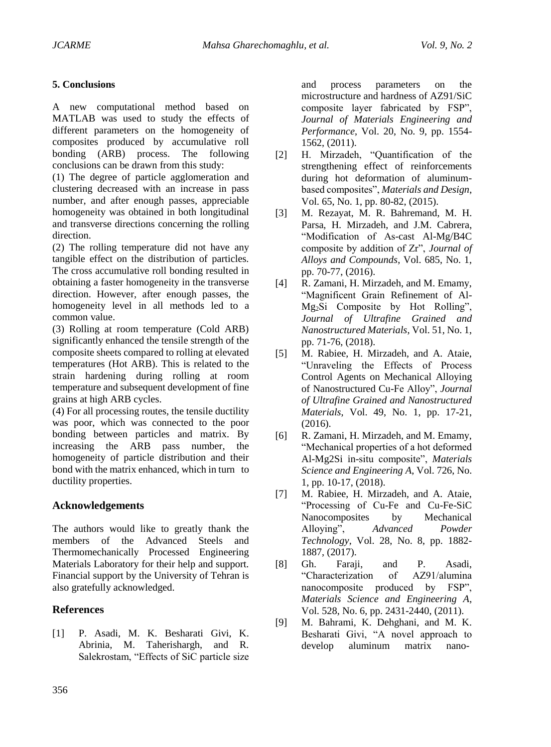## 5. Conclusions

A new computational method based on MATLAB was used to study the effects of different parameters on the homogeneity of composites produced by accumulative roll bonding (ARB) process. The following conclusions can be drawn from this study:

(1) The degree of particle agglomeration and clustering decreased with an increase in pass number, and after enough passes, appreciable homogeneity was obtained in both longitudinal and transverse directions concerning the rolling direction.

(2) The rolling temperature did not have any tangible effect on the distribution of particles. The cross accumulative roll bonding resulted in obtaining a faster homogeneity in the transverse direction. However, after enough passes, the homogeneity level in all methods led to a common value.

(3) Rolling at room temperature (Cold ARB) significantly enhanced the tensile strength of the composite sheets compared to rolling at elevated temperatures (Hot ARB). This is related to the strain hardening during rolling at room temperature and subsequent development of fine grains at high ARB cycles.

(4) For all processing routes, the tensile ductility was poor, which was connected to the poor bonding between particles and matrix. By increasing the ARB pass number, the homogeneity of particle distribution and their bond with the matrix enhanced, which in turn to ductility properties.

## Acknowledgements

The authors would like to greatly thank the members of the Advanced Steels and Thermomechanically Processed Engineering Materials Laboratory for their help and support. Financial support by the University of Tehran is also gratefully acknowledged.

## References

[1] P. Asadi, M. K. Besharati Givi, K. Abrinia, M. Taherishargh, and R. Salekrostam, "Effects of SiC particle size and process parameters on the microstructure and hardness of AZ91/SiC composite layer fabricated by FSP", *Journal of Materials Engineering and Performance*, Vol. 20, No. 9, pp. 1554-1562, (2011).

[2] H. Mirzadeh, "Quantification of the strengthening effect of reinforcements during hot deformation of aluminum-based composites", *Materials and Design*, Vol. 65, No. 1, pp. 80-82, (2015).

[3] M. Rezayat, M. R. Bahremand, M. H. Parsa, H. Mirzadeh, and J.M. Cabrera, "Modification of As-cast Al-Mg/B4C composite by addition of Zr", *Journal of Alloys and Compounds*, Vol. 685, No. 1, pp. 70-77, (2016).

[4] R. Zamani, H. Mirzadeh, and M. Emamy, "Magnificent Grain Refinement of Al-$Mg_2Si$ Composite by Hot Rolling", *Journal of Ultrafine Grained and Nanostructured Materials*, Vol. 51, No. 1, pp. 71-76, (2018).

[5] M. Rabiee, H. Mirzadeh, and A. Ataie, "Unraveling the Effects of Process Control Agents on Mechanical Alloying of Nanostructured Cu-Fe Alloy", *Journal of Ultrafine Grained and Nanostructured Materials*, Vol. 49, No. 1, pp. 17-21, (2016).

[6] R. Zamani, H. Mirzadeh, and M. Emamy, "Mechanical properties of a hot deformed Al-Mg2Si in-situ composite", *Materials Science and Engineering A*, Vol. 726, No. 1, pp. 10-17, (2018).

[7] M. Rabiee, H. Mirzadeh, and A. Ataie, "Processing of Cu-Fe and Cu-Fe-SiC Nanocomposites by Mechanical Alloying", *Advanced Powder Technology*, Vol. 28, No. 8, pp. 1882-1887, (2017).

[8] Gh. Faraji, and P. Asadi, "Characterization of AZ91/alumina nanocomposite produced by FSP", *Materials Science and Engineering A*, Vol. 528, No. 6, pp. 2431-2440, (2011).

[9] M. Bahrami, K. Dehghani, and M. K. Besharati Givi, "A novel approach to develop aluminum matrix nano-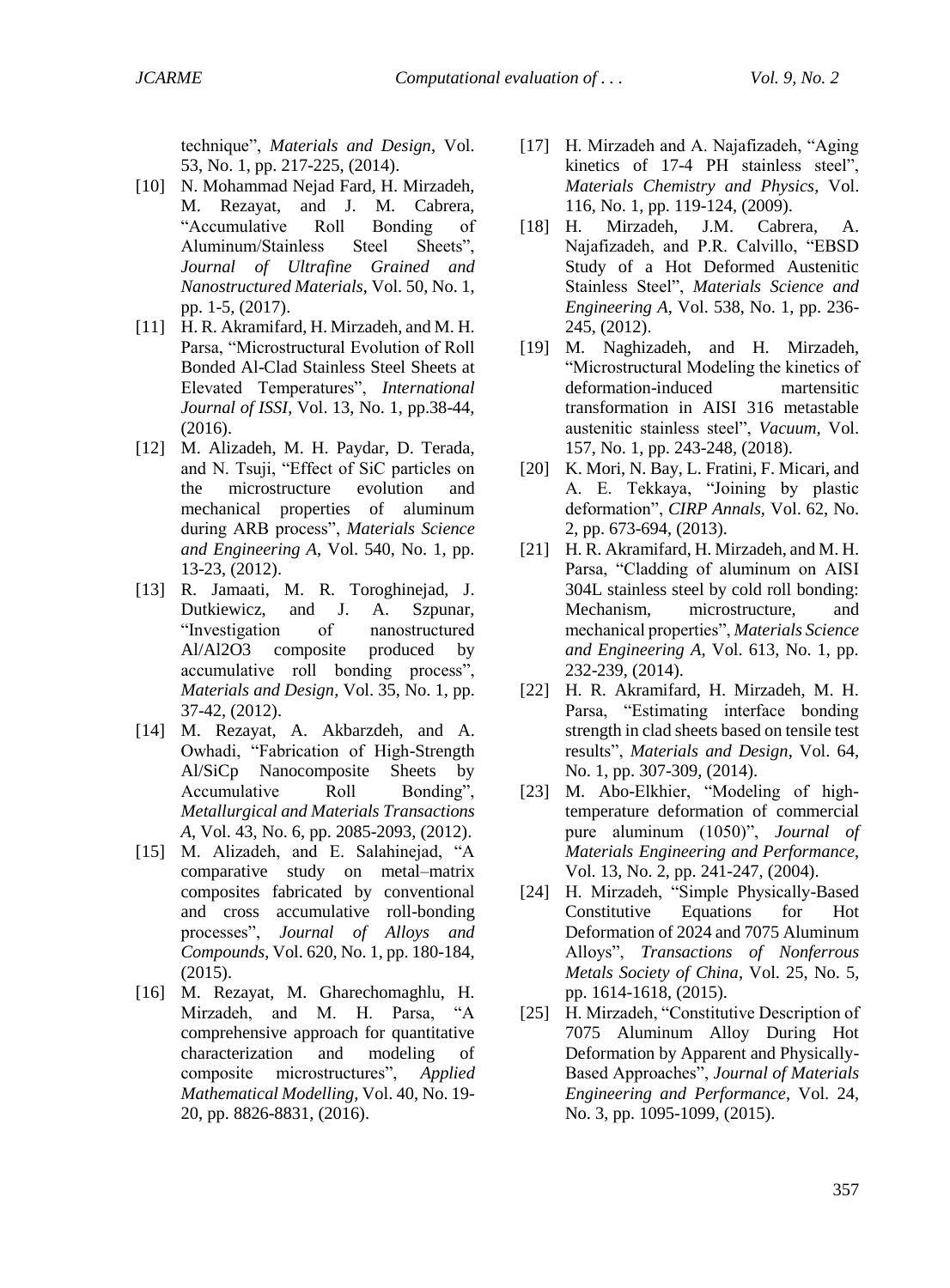technique", *Materials and Design*, Vol. 53, No. 1, pp. 217-225, (2014).

[10] N. Mohammad Nejad Fard, H. Mirzadeh, M. Rezayat, and J. M. Cabrera, "Accumulative Roll Bonding of Aluminum/Stainless Steel Sheets", *Journal of Ultrafine Grained and Nanostructured Materials*, Vol. 50, No. 1, pp. 1-5, (2017).

[11] H. R. Akramifard, H. Mirzadeh, and M. H. Parsa, "Microstructural Evolution of Roll Bonded Al-Clad Stainless Steel Sheets at Elevated Temperatures", *International Journal of ISSI*, Vol. 13, No. 1, pp.38-44, (2016).

[12] M. Alizadeh, M. H. Paydar, D. Terada, and N. Tsuji, "Effect of SiC particles on the microstructure evolution and mechanical properties of aluminum during ARB process", *Materials Science and Engineering A*, Vol. 540, No. 1, pp. 13-23, (2012).

[13] R. Jamaati, M. R. Toroghinejad, J. Dutkiewicz, and J. A. Szpunar, "Investigation of nanostructured Al/Al2O3 composite produced by accumulative roll bonding process", *Materials and Design*, Vol. 35, No. 1, pp. 37-42, (2012).

[14] M. Rezayat, A. Akbarzdeh, and A. Owhadi, "Fabrication of High-Strength Al/SiCp Nanocomposite Sheets by Accumulative Roll Bonding", *Metallurgical and Materials Transactions A*, Vol. 43, No. 6, pp. 2085-2093, (2012).

[15] M. Alizadeh, and E. Salahinejad, "A comparative study on metal–matrix composites fabricated by conventional and cross accumulative roll-bonding processes", *Journal of Alloys and Compounds*, Vol. 620, No. 1, pp. 180-184, (2015).

[16] M. Rezayat, M. Gharechomaghlu, H. Mirzadeh, and M. H. Parsa, "A comprehensive approach for quantitative characterization and modeling of composite microstructures", *Applied Mathematical Modelling*, Vol. 40, No. 19-20, pp. 8826-8831, (2016).

[17] H. Mirzadeh and A. Najafizadeh, "Aging kinetics of 17-4 PH stainless steel", *Materials Chemistry and Physics*, Vol. 116, No. 1, pp. 119-124, (2009).

[18] H. Mirzadeh, J.M. Cabrera, A. Najafizadeh, and P.R. Calvillo, "EBSD Study of a Hot Deformed Austenitic Stainless Steel", *Materials Science and Engineering A*, Vol. 538, No. 1, pp. 236-245, (2012).

[19] M. Naghizadeh, and H. Mirzadeh, "Microstructural Modeling the kinetics of deformation-induced martensitic transformation in AISI 316 metastable austenitic stainless steel", *Vacuum*, Vol. 157, No. 1, pp. 243-248, (2018).

[20] K. Mori, N. Bay, L. Fratini, F. Micari, and A. E. Tekkaya, "Joining by plastic deformation", *CIRP Annals*, Vol. 62, No. 2, pp. 673-694, (2013).

[21] H. R. Akramifard, H. Mirzadeh, and M. H. Parsa, "Cladding of aluminum on AISI 304L stainless steel by cold roll bonding: Mechanism, microstructure, and mechanical properties", *Materials Science and Engineering A*, Vol. 613, No. 1, pp. 232-239, (2014).

[22] H. R. Akramifard, H. Mirzadeh, M. H. Parsa, "Estimating interface bonding strength in clad sheets based on tensile test results", *Materials and Design*, Vol. 64, No. 1, pp. 307-309, (2014).

[23] M. Abo-Elkhier, "Modeling of high-temperature deformation of commercial pure aluminum (1050)", *Journal of Materials Engineering and Performance*, Vol. 13, No. 2, pp. 241-247, (2004).

[24] H. Mirzadeh, "Simple Physically-Based Constitutive Equations for Hot Deformation of 2024 and 7075 Aluminum Alloys", *Transactions of Nonferrous Metals Society of China*, Vol. 25, No. 5, pp. 1614-1618, (2015).

[25] H. Mirzadeh, "Constitutive Description of 7075 Aluminum Alloy During Hot Deformation by Apparent and Physically-Based Approaches", *Journal of Materials Engineering and Performance*, Vol. 24, No. 3, pp. 1095-1099, (2015).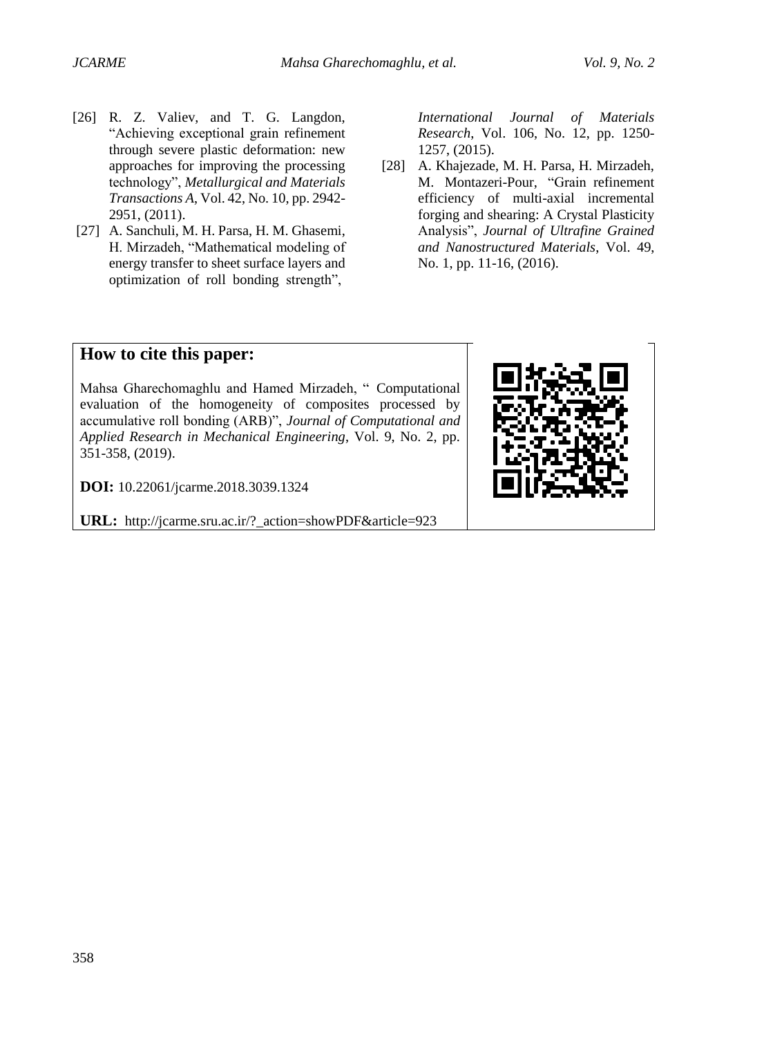[26] R. Z. Valiev, and T. G. Langdon, “Achieving exceptional grain refinement through severe plastic deformation: new approaches for improving the processing technology”, *Metallurgical and Materials Transactions A*, Vol. 42, No. 10, pp. 2942-2951, (2011).

[27] A. Sanchuli, M. H. Parsa, H. M. Ghasemi, H. Mirzadeh, “Mathematical modeling of energy transfer to sheet surface layers and optimization of roll bonding strength”, *International Journal of Materials Research*, Vol. 106, No. 12, pp. 1250-1257, (2015).

[28] A. Khajezade, M. H. Parsa, H. Mirzadeh, M. Montazeri-Pour, “Grain refinement efficiency of multi-axial incremental forging and shearing: A Crystal Plasticity Analysis”, *Journal of Ultrafine Grained and Nanostructured Materials*, Vol. 49, No. 1, pp. 11-16, (2016).

## How to cite this paper:

Mahsa Gharechomaghlu and Hamed Mirzadeh, “ Computational evaluation of the homogeneity of composites processed by accumulative roll bonding (ARB)”, *Journal of Computational and Applied Research in Mechanical Engineering*, Vol. 9, No. 2, pp. 351-358, (2019).

**DOI:** 10.22061/jcarme.2018.3039.1324

**URL:** http://jcarme.sru.ac.ir/?_action=showPDF&article=923